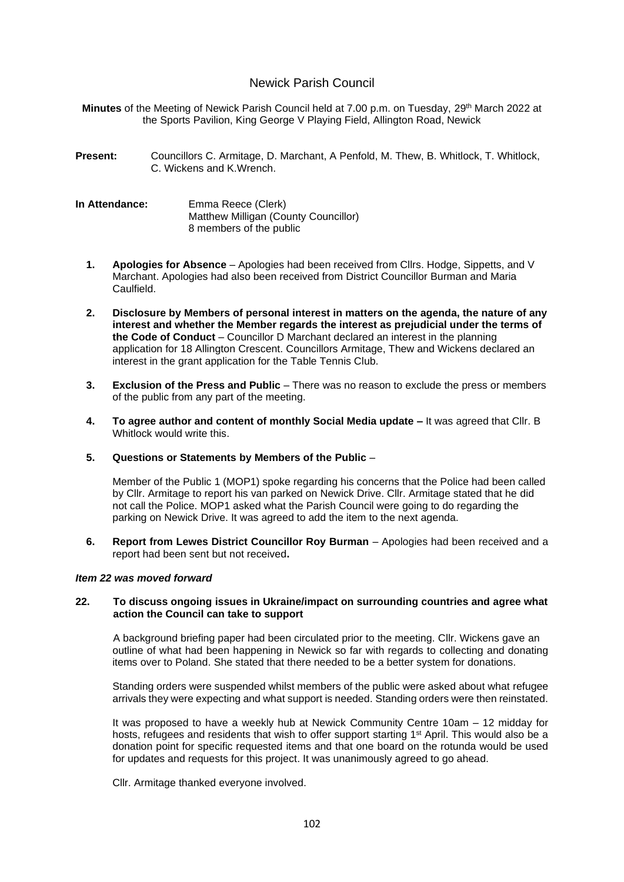# Newick Parish Council

**Minutes** of the Meeting of Newick Parish Council held at 7.00 p.m. on Tuesday, 29th March 2022 at the Sports Pavilion, King George V Playing Field, Allington Road, Newick

**Present:** Councillors C. Armitage, D. Marchant, A Penfold, M. Thew, B. Whitlock, T. Whitlock, C. Wickens and K.Wrench.

**In Attendance:** Emma Reece (Clerk)
Matthew Milligan (County Councillor)
8 members of the public

1. **Apologies for Absence** – Apologies had been received from Cllrs. Hodge, Sippetts, and V Marchant. Apologies had also been received from District Councillor Burman and Maria Caulfield.

2. **Disclosure by Members of personal interest in matters on the agenda, the nature of any interest and whether the Member regards the interest as prejudicial under the terms of the Code of Conduct** – Councillor D Marchant declared an interest in the planning application for 18 Allington Crescent. Councillors Armitage, Thew and Wickens declared an interest in the grant application for the Table Tennis Club.

3. **Exclusion of the Press and Public** – There was no reason to exclude the press or members of the public from any part of the meeting.

4. **To agree author and content of monthly Social Media update –** It was agreed that Cllr. B Whitlock would write this.

5. **Questions or Statements by Members of the Public** –

   Member of the Public 1 (MOP1) spoke regarding his concerns that the Police had been called by Cllr. Armitage to report his van parked on Newick Drive. Cllr. Armitage stated that he did not call the Police. MOP1 asked what the Parish Council were going to do regarding the parking on Newick Drive. It was agreed to add the item to the next agenda.

6. **Report from Lewes District Councillor Roy Burman** – Apologies had been received and a report had been sent but not received**.**

***Item 22 was moved forward***

**22. To discuss ongoing issues in Ukraine/impact on surrounding countries and agree what action the Council can take to support**

A background briefing paper had been circulated prior to the meeting. Cllr. Wickens gave an outline of what had been happening in Newick so far with regards to collecting and donating items over to Poland. She stated that there needed to be a better system for donations.

Standing orders were suspended whilst members of the public were asked about what refugee arrivals they were expecting and what support is needed. Standing orders were then reinstated.

It was proposed to have a weekly hub at Newick Community Centre 10am – 12 midday for hosts, refugees and residents that wish to offer support starting 1st April. This would also be a donation point for specific requested items and that one board on the rotunda would be used for updates and requests for this project. It was unanimously agreed to go ahead.

Cllr. Armitage thanked everyone involved.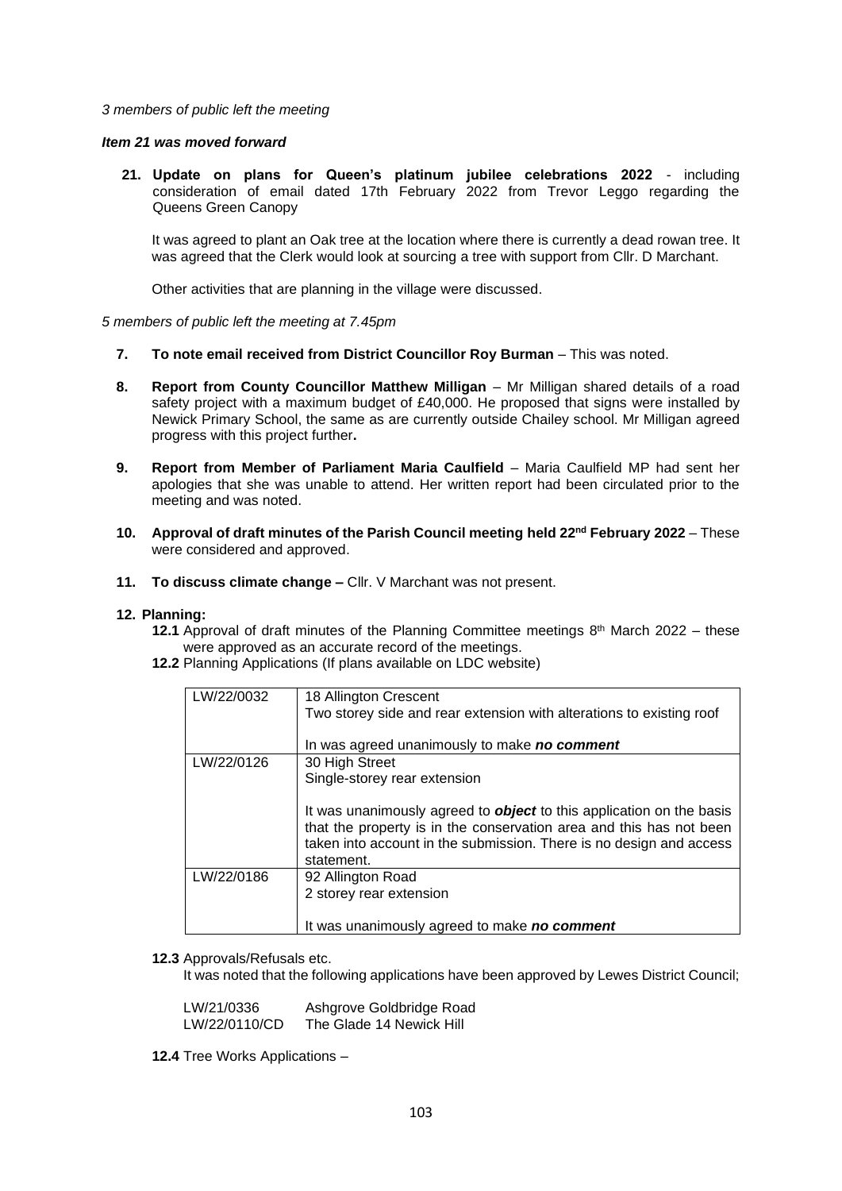*3 members of public left the meeting*

***Item 21 was moved forward***

21. **Update on plans for Queen's platinum jubilee celebrations 2022** - including consideration of email dated 17th February 2022 from Trevor Leggo regarding the Queens Green Canopy

    It was agreed to plant an Oak tree at the location where there is currently a dead rowan tree. It was agreed that the Clerk would look at sourcing a tree with support from Cllr. D Marchant.

    Other activities that are planning in the village were discussed.

*5 members of public left the meeting at 7.45pm*

7. **To note email received from District Councillor Roy Burman** – This was noted.

8. **Report from County Councillor Matthew Milligan** – Mr Milligan shared details of a road safety project with a maximum budget of £40,000. He proposed that signs were installed by Newick Primary School, the same as are currently outside Chailey school. Mr Milligan agreed progress with this project further**.**

9. **Report from Member of Parliament Maria Caulfield** – Maria Caulfield MP had sent her apologies that she was unable to attend. Her written report had been circulated prior to the meeting and was noted.

10. **Approval of draft minutes of the Parish Council meeting held 22nd February 2022** – These were considered and approved.

11. **To discuss climate change –** Cllr. V Marchant was not present.

12. **Planning:**

    **12.1** Approval of draft minutes of the Planning Committee meetings 8th March 2022 – these were approved as an accurate record of the meetings.

    **12.2** Planning Applications (If plans available on LDC website)

| LW/22/0032 | 18 Allington Crescent<br>Two storey side and rear extension with alterations to existing roof<br><br>In was agreed unanimously to make ***no comment*** |
|---|---|
| LW/22/0126 | 30 High Street<br>Single-storey rear extension<br><br>It was unanimously agreed to ***object*** to this application on the basis that the property is in the conservation area and this has not been taken into account in the submission. There is no design and access statement. |
| LW/22/0186 | 92 Allington Road<br>2 storey rear extension<br><br>It was unanimously agreed to make ***no comment*** |

**12.3** Approvals/Refusals etc.
It was noted that the following applications have been approved by Lewes District Council;

LW/21/0336 Ashgrove Goldbridge Road
LW/22/0110/CD The Glade 14 Newick Hill

**12.4** Tree Works Applications –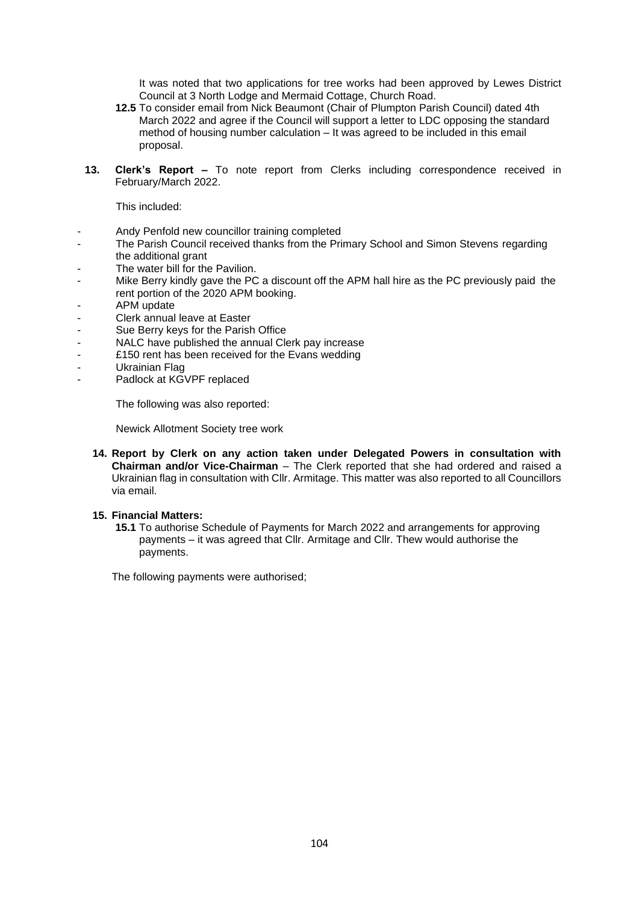It was noted that two applications for tree works had been approved by Lewes District Council at 3 North Lodge and Mermaid Cottage, Church Road.

**12.5** To consider email from Nick Beaumont (Chair of Plumpton Parish Council) dated 4th March 2022 and agree if the Council will support a letter to LDC opposing the standard method of housing number calculation – It was agreed to be included in this email proposal.

**13. Clerk's Report –** To note report from Clerks including correspondence received in February/March 2022.

This included:

- Andy Penfold new councillor training completed
- The Parish Council received thanks from the Primary School and Simon Stevens regarding the additional grant
- The water bill for the Pavilion.
- Mike Berry kindly gave the PC a discount off the APM hall hire as the PC previously paid the rent portion of the 2020 APM booking.
- APM update
- Clerk annual leave at Easter
- Sue Berry keys for the Parish Office
- NALC have published the annual Clerk pay increase
- £150 rent has been received for the Evans wedding
- Ukrainian Flag
- Padlock at KGVPF replaced

The following was also reported:

Newick Allotment Society tree work

**14. Report by Clerk on any action taken under Delegated Powers in consultation with Chairman and/or Vice-Chairman** – The Clerk reported that she had ordered and raised a Ukrainian flag in consultation with Cllr. Armitage. This matter was also reported to all Councillors via email.

**15. Financial Matters:**

**15.1** To authorise Schedule of Payments for March 2022 and arrangements for approving payments – it was agreed that Cllr. Armitage and Cllr. Thew would authorise the payments.

The following payments were authorised;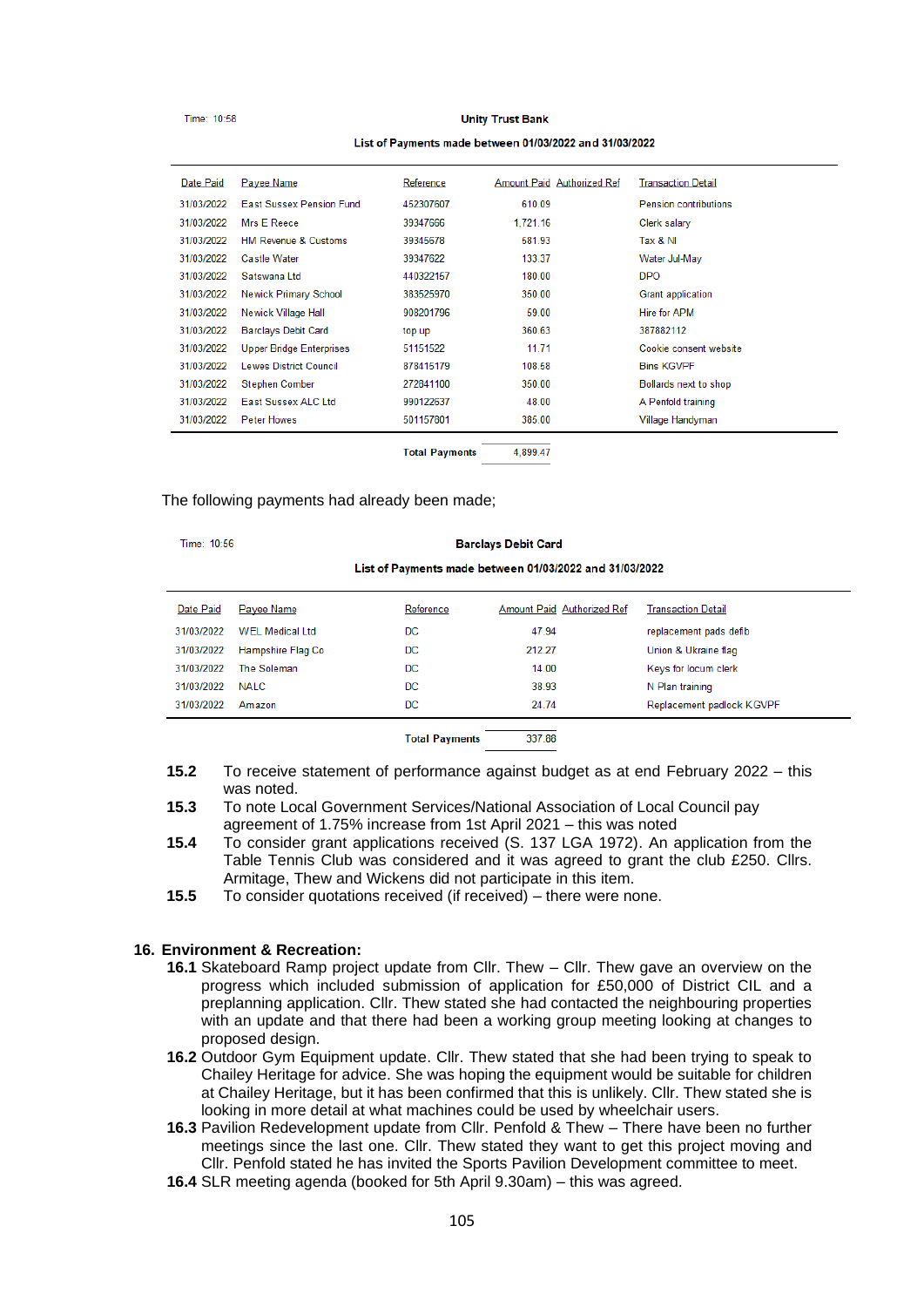Time: 10:58

**Unity Trust Bank**

**List of Payments made between 01/03/2022 and 31/03/2022**

| Date Paid | Payee Name | Reference | Amount Paid | Authorized Ref | Transaction Detail |
|---|---|---|---|---|---|
| 31/03/2022 | East Sussex Pension Fund | 452307607 | 610.09 | | Pension contributions |
| 31/03/2022 | Mrs E Reece | 39347666 | 1,721.16 | | Clerk salary |
| 31/03/2022 | HM Revenue & Customs | 39345678 | 581.93 | | Tax & NI |
| 31/03/2022 | Castle Water | 39347622 | 133.37 | | Water Jul-May |
| 31/03/2022 | Satswana Ltd | 440322157 | 180.00 | | DPO |
| 31/03/2022 | Newick Primary School | 383525970 | 350.00 | | Grant application |
| 31/03/2022 | Newick Village Hall | 908201796 | 59.00 | | Hire for APM |
| 31/03/2022 | Barclays Debit Card | top up | 360.63 | | 387882112 |
| 31/03/2022 | Upper Bridge Enterprises | 51151522 | 11.71 | | Cookie consent website |
| 31/03/2022 | Lewes District Council | 878415179 | 108.58 | | Bins KGVPF |
| 31/03/2022 | Stephen Comber | 272841100 | 350.00 | | Bollards next to shop |
| 31/03/2022 | East Sussex ALC Ltd | 990122637 | 48.00 | | A Penfold training |
| 31/03/2022 | Peter Howes | 501157801 | 385.00 | | Village Handyman |
| | | **Total Payments** | 4,899.47 | | |

The following payments had already been made;

Time: 10:56

**Barclays Debit Card**

**List of Payments made between 01/03/2022 and 31/03/2022**

| Date Paid | Payee Name | Reference | Amount Paid | Authorized Ref | Transaction Detail |
|---|---|---|---|---|---|
| 31/03/2022 | WEL Medical Ltd | DC | 47.94 | | replacement pads defib |
| 31/03/2022 | Hampshire Flag Co | DC | 212.27 | | Union & Ukraine flag |
| 31/03/2022 | The Soleman | DC | 14.00 | | Keys for locum clerk |
| 31/03/2022 | NALC | DC | 38.93 | | N Plan training |
| 31/03/2022 | Amazon | DC | 24.74 | | Replacement padlock KGVPF |
| | | **Total Payments** | 337.88 | | |

**15.2** To receive statement of performance against budget as at end February 2022 – this was noted.

**15.3** To note Local Government Services/National Association of Local Council pay agreement of 1.75% increase from 1st April 2021 – this was noted

**15.4** To consider grant applications received (S. 137 LGA 1972). An application from the Table Tennis Club was considered and it was agreed to grant the club £250. Cllrs. Armitage, Thew and Wickens did not participate in this item.

**15.5** To consider quotations received (if received) – there were none.

**16. Environment & Recreation:**

**16.1** Skateboard Ramp project update from Cllr. Thew – Cllr. Thew gave an overview on the progress which included submission of application for £50,000 of District CIL and a preplanning application. Cllr. Thew stated she had contacted the neighbouring properties with an update and that there had been a working group meeting looking at changes to proposed design.

**16.2** Outdoor Gym Equipment update. Cllr. Thew stated that she had been trying to speak to Chailey Heritage for advice. She was hoping the equipment would be suitable for children at Chailey Heritage, but it has been confirmed that this is unlikely. Cllr. Thew stated she is looking in more detail at what machines could be used by wheelchair users.

**16.3** Pavilion Redevelopment update from Cllr. Penfold & Thew – There have been no further meetings since the last one. Cllr. Thew stated they want to get this project moving and Cllr. Penfold stated he has invited the Sports Pavilion Development committee to meet.

**16.4** SLR meeting agenda (booked for 5th April 9.30am) – this was agreed.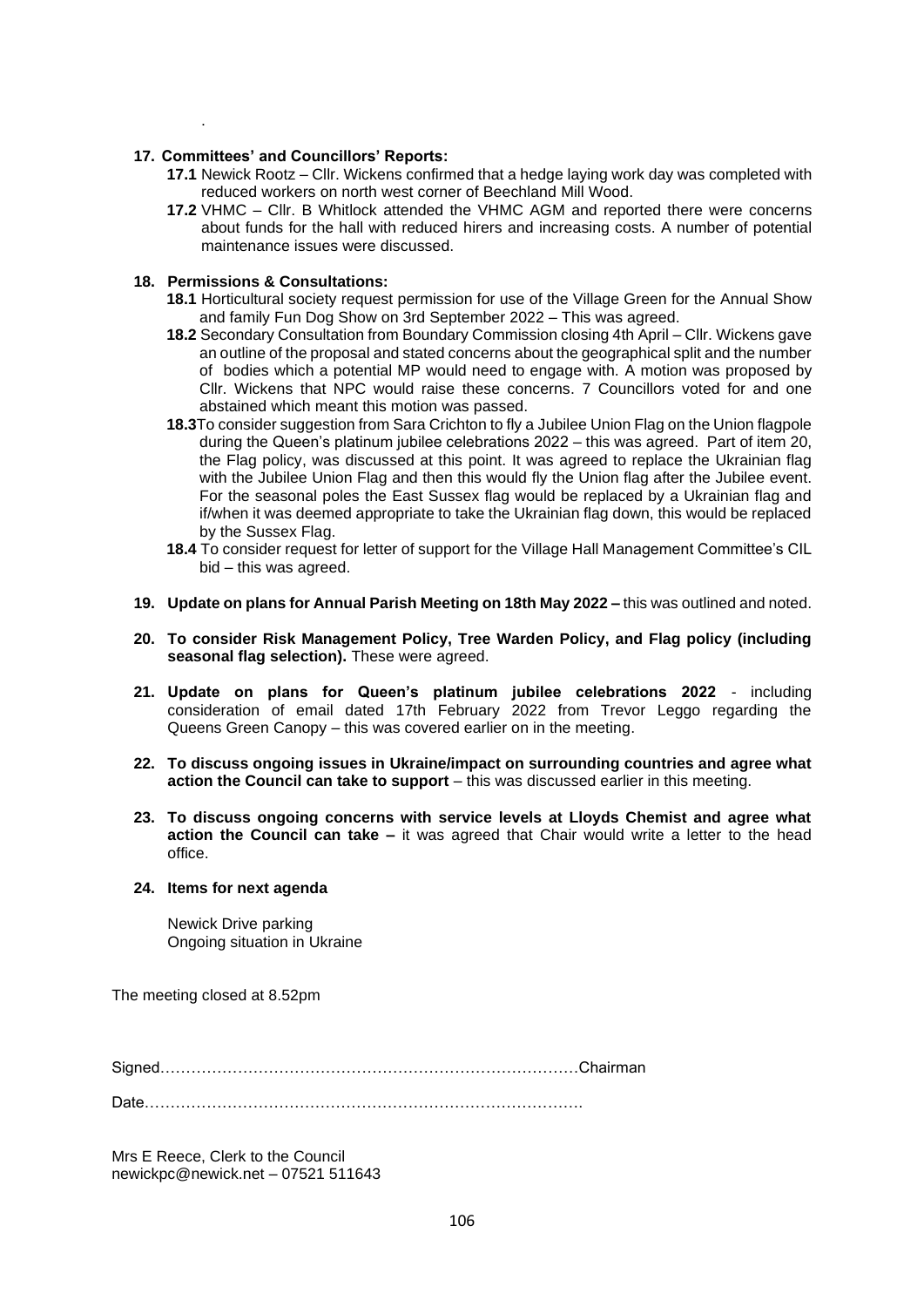.

**17. Committees' and Councillors' Reports:**

**17.1** Newick Rootz – Cllr. Wickens confirmed that a hedge laying work day was completed with reduced workers on north west corner of Beechland Mill Wood.

**17.2** VHMC – Cllr. B Whitlock attended the VHMC AGM and reported there were concerns about funds for the hall with reduced hirers and increasing costs. A number of potential maintenance issues were discussed.

**18. Permissions & Consultations:**

**18.1** Horticultural society request permission for use of the Village Green for the Annual Show and family Fun Dog Show on 3rd September 2022 – This was agreed.

**18.2** Secondary Consultation from Boundary Commission closing 4th April – Cllr. Wickens gave an outline of the proposal and stated concerns about the geographical split and the number of bodies which a potential MP would need to engage with. A motion was proposed by Cllr. Wickens that NPC would raise these concerns. 7 Councillors voted for and one abstained which meant this motion was passed.

**18.3** To consider suggestion from Sara Crichton to fly a Jubilee Union Flag on the Union flagpole during the Queen's platinum jubilee celebrations 2022 – this was agreed. Part of item 20, the Flag policy, was discussed at this point. It was agreed to replace the Ukrainian flag with the Jubilee Union Flag and then this would fly the Union flag after the Jubilee event. For the seasonal poles the East Sussex flag would be replaced by a Ukrainian flag and if/when it was deemed appropriate to take the Ukrainian flag down, this would be replaced by the Sussex Flag.

**18.4** To consider request for letter of support for the Village Hall Management Committee's CIL bid – this was agreed.

**19. Update on plans for Annual Parish Meeting on 18th May 2022 –** this was outlined and noted.

**20. To consider Risk Management Policy, Tree Warden Policy, and Flag policy (including seasonal flag selection).** These were agreed.

**21. Update on plans for Queen's platinum jubilee celebrations 2022** - including consideration of email dated 17th February 2022 from Trevor Leggo regarding the Queens Green Canopy – this was covered earlier on in the meeting.

**22. To discuss ongoing issues in Ukraine/impact on surrounding countries and agree what action the Council can take to support** – this was discussed earlier in this meeting.

**23. To discuss ongoing concerns with service levels at Lloyds Chemist and agree what action the Council can take –** it was agreed that Chair would write a letter to the head office.

**24. Items for next agenda**

Newick Drive parking
Ongoing situation in Ukraine

The meeting closed at 8.52pm

Signed………………………………………………………………………Chairman

Date…………………………………………………………………………

Mrs E Reece, Clerk to the Council
newickpc@newick.net – 07521 511643